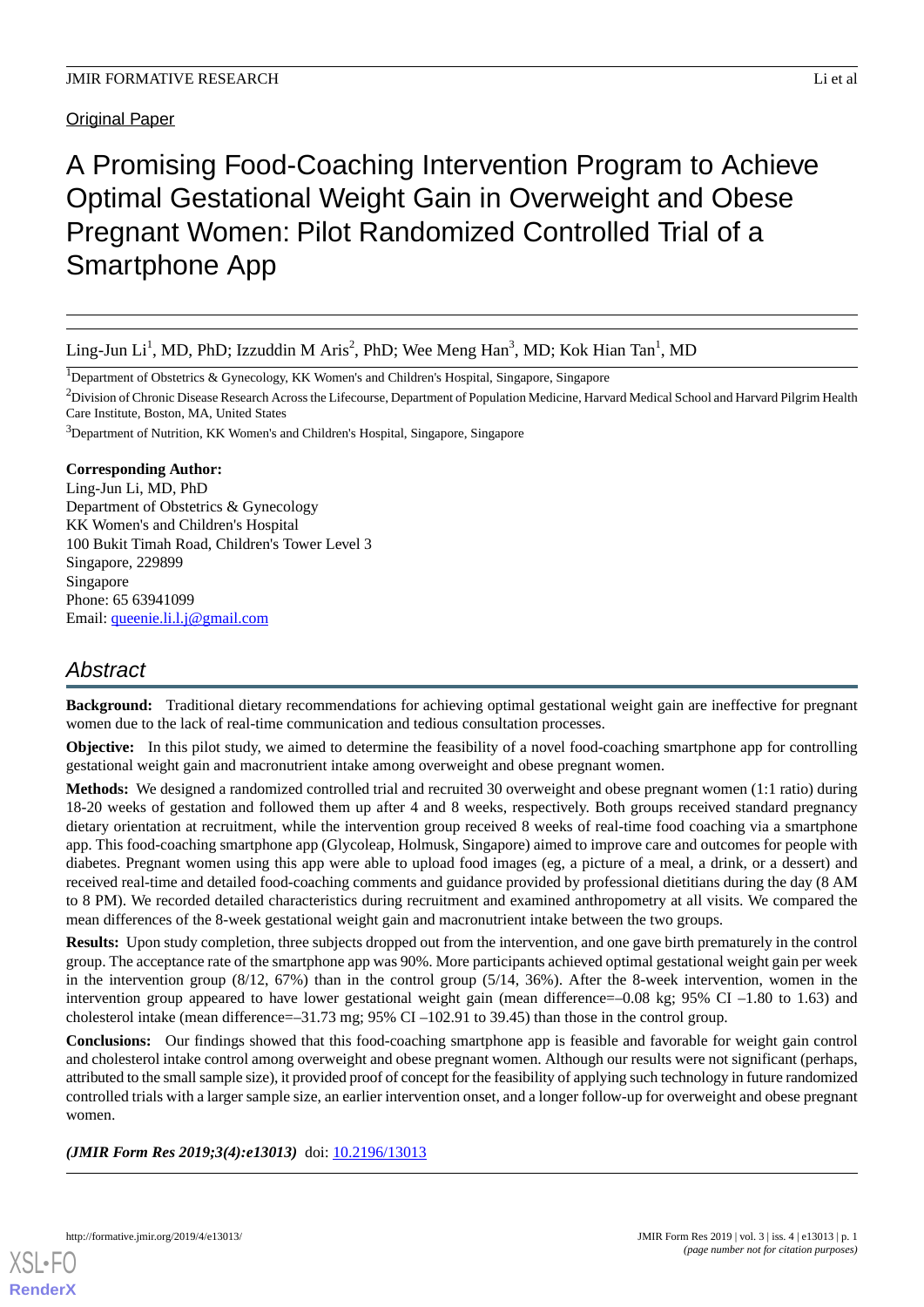Original Paper

# A Promising Food-Coaching Intervention Program to Achieve Optimal Gestational Weight Gain in Overweight and Obese Pregnant Women: Pilot Randomized Controlled Trial of a Smartphone App

Ling-Jun Li[1], MD, PhD; Izzuddin M Aris[2], PhD; Wee Meng Han[3], MD; Kok Hian Tan[1], MD

[1]Department of Obstetrics & Gynecology, KK Women's and Children's Hospital, Singapore, Singapore

[2]Division of Chronic Disease Research Across the Lifecourse, Department of Population Medicine, Harvard Medical School and Harvard Pilgrim Health Care Institute, Boston, MA, United States

[3]Department of Nutrition, KK Women's and Children's Hospital, Singapore, Singapore

**Corresponding Author:**
Ling-Jun Li, MD, PhD
Department of Obstetrics & Gynecology
KK Women's and Children's Hospital
100 Bukit Timah Road, Children's Tower Level 3
Singapore, 229899
Singapore
Phone: 65 63941099
Email: queenie.li.l.j@gmail.com

## Abstract

**Background:** Traditional dietary recommendations for achieving optimal gestational weight gain are ineffective for pregnant women due to the lack of real-time communication and tedious consultation processes.

**Objective:** In this pilot study, we aimed to determine the feasibility of a novel food-coaching smartphone app for controlling gestational weight gain and macronutrient intake among overweight and obese pregnant women.

**Methods:** We designed a randomized controlled trial and recruited 30 overweight and obese pregnant women (1:1 ratio) during 18-20 weeks of gestation and followed them up after 4 and 8 weeks, respectively. Both groups received standard pregnancy dietary orientation at recruitment, while the intervention group received 8 weeks of real-time food coaching via a smartphone app. This food-coaching smartphone app (Glycoleap, Holmusk, Singapore) aimed to improve care and outcomes for people with diabetes. Pregnant women using this app were able to upload food images (eg, a picture of a meal, a drink, or a dessert) and received real-time and detailed food-coaching comments and guidance provided by professional dietitians during the day (8 AM to 8 PM). We recorded detailed characteristics during recruitment and examined anthropometry at all visits. We compared the mean differences of the 8-week gestational weight gain and macronutrient intake between the two groups.

**Results:** Upon study completion, three subjects dropped out from the intervention, and one gave birth prematurely in the control group. The acceptance rate of the smartphone app was 90%. More participants achieved optimal gestational weight gain per week in the intervention group (8/12, 67%) than in the control group (5/14, 36%). After the 8-week intervention, women in the intervention group appeared to have lower gestational weight gain (mean difference=–0.08 kg; 95% CI –1.80 to 1.63) and cholesterol intake (mean difference=–31.73 mg; 95% CI –102.91 to 39.45) than those in the control group.

**Conclusions:** Our findings showed that this food-coaching smartphone app is feasible and favorable for weight gain control and cholesterol intake control among overweight and obese pregnant women. Although our results were not significant (perhaps, attributed to the small sample size), it provided proof of concept for the feasibility of applying such technology in future randomized controlled trials with a larger sample size, an earlier intervention onset, and a longer follow-up for overweight and obese pregnant women.

***(JMIR Form Res 2019;3(4):e13013)*** doi: 10.2196/13013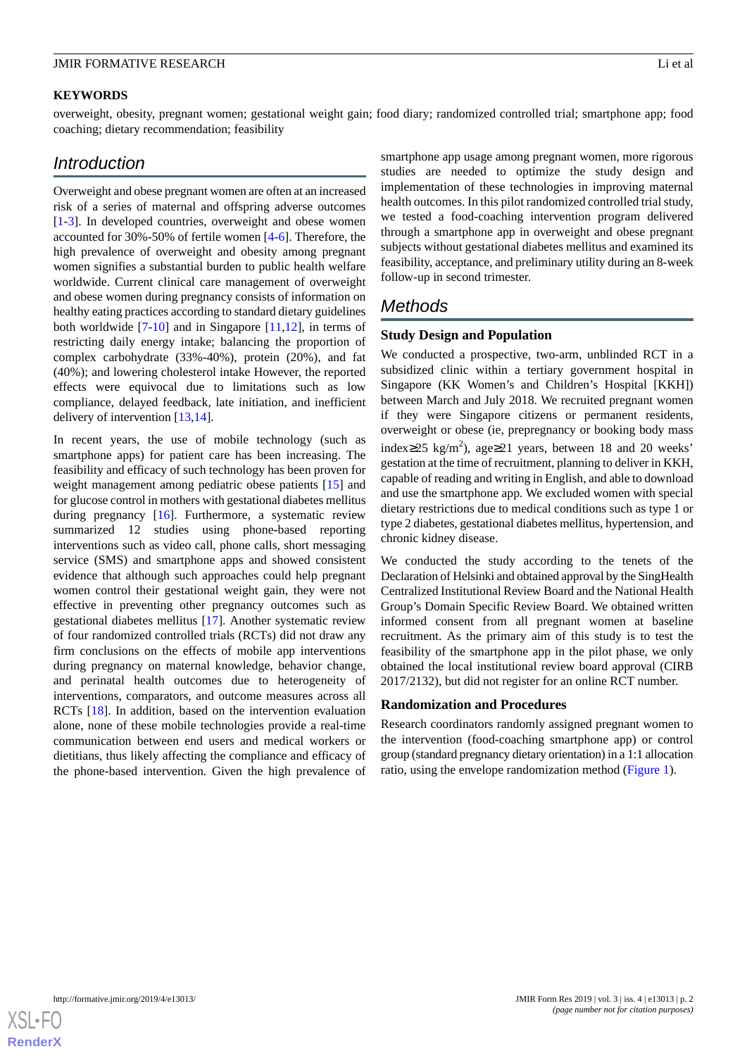**KEYWORDS**

overweight, obesity, pregnant women; gestational weight gain; food diary; randomized controlled trial; smartphone app; food coaching; dietary recommendation; feasibility

## Introduction

Overweight and obese pregnant women are often at an increased risk of a series of maternal and offspring adverse outcomes [1-3]. In developed countries, overweight and obese women accounted for 30%-50% of fertile women [4-6]. Therefore, the high prevalence of overweight and obesity among pregnant women signifies a substantial burden to public health welfare worldwide. Current clinical care management of overweight and obese women during pregnancy consists of information on healthy eating practices according to standard dietary guidelines both worldwide [7-10] and in Singapore [11,12], in terms of restricting daily energy intake; balancing the proportion of complex carbohydrate (33%-40%), protein (20%), and fat (40%); and lowering cholesterol intake However, the reported effects were equivocal due to limitations such as low compliance, delayed feedback, late initiation, and inefficient delivery of intervention [13,14].

In recent years, the use of mobile technology (such as smartphone apps) for patient care has been increasing. The feasibility and efficacy of such technology has been proven for weight management among pediatric obese patients [15] and for glucose control in mothers with gestational diabetes mellitus during pregnancy [16]. Furthermore, a systematic review summarized 12 studies using phone-based reporting interventions such as video call, phone calls, short messaging service (SMS) and smartphone apps and showed consistent evidence that although such approaches could help pregnant women control their gestational weight gain, they were not effective in preventing other pregnancy outcomes such as gestational diabetes mellitus [17]. Another systematic review of four randomized controlled trials (RCTs) did not draw any firm conclusions on the effects of mobile app interventions during pregnancy on maternal knowledge, behavior change, and perinatal health outcomes due to heterogeneity of interventions, comparators, and outcome measures across all RCTs [18]. In addition, based on the intervention evaluation alone, none of these mobile technologies provide a real-time communication between end users and medical workers or dietitians, thus likely affecting the compliance and efficacy of the phone-based intervention. Given the high prevalence of smartphone app usage among pregnant women, more rigorous studies are needed to optimize the study design and implementation of these technologies in improving maternal health outcomes. In this pilot randomized controlled trial study, we tested a food-coaching intervention program delivered through a smartphone app in overweight and obese pregnant subjects without gestational diabetes mellitus and examined its feasibility, acceptance, and preliminary utility during an 8-week follow-up in second trimester.

## Methods

### Study Design and Population

We conducted a prospective, two-arm, unblinded RCT in a subsidized clinic within a tertiary government hospital in Singapore (KK Women's and Children's Hospital [KKH]) between March and July 2018. We recruited pregnant women if they were Singapore citizens or permanent residents, overweight or obese (ie, prepregnancy or booking body mass index≥25 kg/m$^2$), age≥21 years, between 18 and 20 weeks' gestation at the time of recruitment, planning to deliver in KKH, capable of reading and writing in English, and able to download and use the smartphone app. We excluded women with special dietary restrictions due to medical conditions such as type 1 or type 2 diabetes, gestational diabetes mellitus, hypertension, and chronic kidney disease.

We conducted the study according to the tenets of the Declaration of Helsinki and obtained approval by the SingHealth Centralized Institutional Review Board and the National Health Group's Domain Specific Review Board. We obtained written informed consent from all pregnant women at baseline recruitment. As the primary aim of this study is to test the feasibility of the smartphone app in the pilot phase, we only obtained the local institutional review board approval (CIRB 2017/2132), but did not register for an online RCT number.

### Randomization and Procedures

Research coordinators randomly assigned pregnant women to the intervention (food-coaching smartphone app) or control group (standard pregnancy dietary orientation) in a 1:1 allocation ratio, using the envelope randomization method (Figure 1).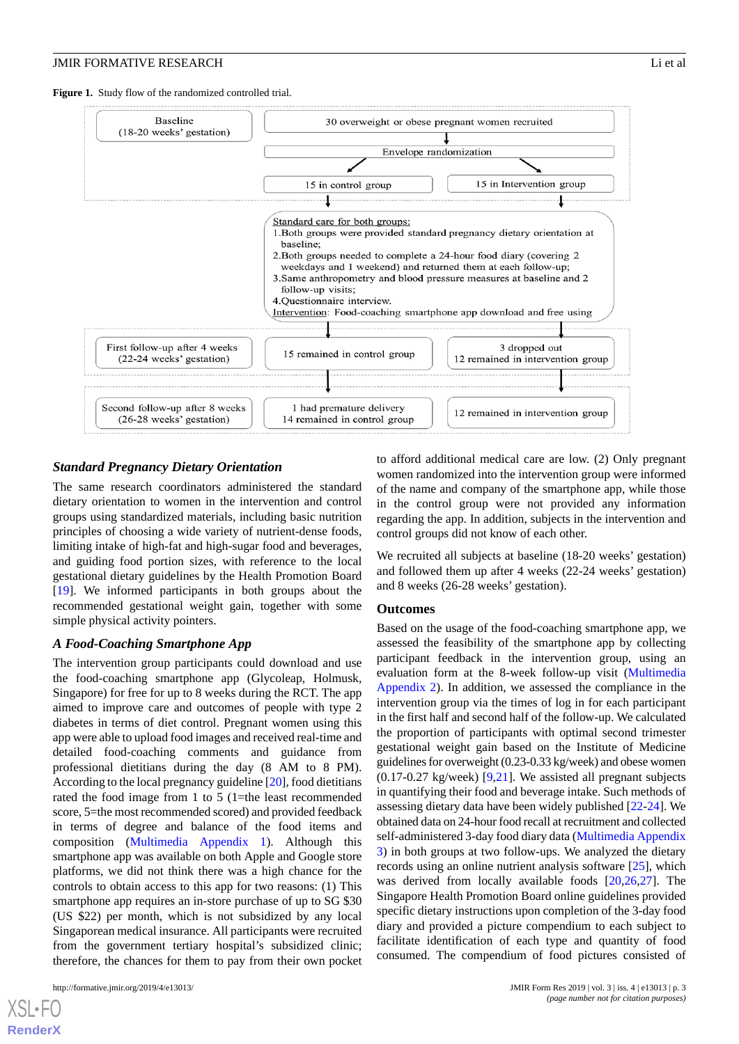**Figure 1.** Study flow of the randomized controlled trial.

Baseline (18-20 weeks' gestation)

30 overweight or obese pregnant women recruited

Envelope randomization

15 in control group

15 in Intervention group

Standard care for both groups:
1. Both groups were provided standard pregnancy dietary orientation at baseline;
2. Both groups needed to complete a 24-hour food diary (covering 2 weekdays and 1 weekend) and returned them at each follow-up;
3. Same anthropometry and blood pressure measures at baseline and 2 follow-up visits;
4. Questionnaire interview.

Intervention: Food-coaching smartphone app download and free using

First follow-up after 4 weeks (22-24 weeks' gestation)

15 remained in control group

3 dropped out
12 remained in intervention group

Second follow-up after 8 weeks (26-28 weeks' gestation)

1 had premature delivery
14 remained in control group

12 remained in intervention group

### Standard Pregnancy Dietary Orientation

The same research coordinators administered the standard dietary orientation to women in the intervention and control groups using standardized materials, including basic nutrition principles of choosing a wide variety of nutrient-dense foods, limiting intake of high-fat and high-sugar food and beverages, and guiding food portion sizes, with reference to the local gestational dietary guidelines by the Health Promotion Board [19]. We informed participants in both groups about the recommended gestational weight gain, together with some simple physical activity pointers.

### A Food-Coaching Smartphone App

The intervention group participants could download and use the food-coaching smartphone app (Glycoleap, Holmusk, Singapore) for free for up to 8 weeks during the RCT. The app aimed to improve care and outcomes of people with type 2 diabetes in terms of diet control. Pregnant women using this app were able to upload food images and received real-time and detailed food-coaching comments and guidance from professional dietitians during the day (8 AM to 8 PM). According to the local pregnancy guideline [20], food dietitians rated the food image from 1 to 5 (1=the least recommended score, 5=the most recommended scored) and provided feedback in terms of degree and balance of the food items and composition (Multimedia Appendix 1). Although this smartphone app was available on both Apple and Google store platforms, we did not think there was a high chance for the controls to obtain access to this app for two reasons: (1) This smartphone app requires an in-store purchase of up to SG $30 (US $22) per month, which is not subsidized by any local Singaporean medical insurance. All participants were recruited from the government tertiary hospital's subsidized clinic; therefore, the chances for them to pay from their own pocket to afford additional medical care are low. (2) Only pregnant women randomized into the intervention group were informed of the name and company of the smartphone app, while those in the control group were not provided any information regarding the app. In addition, subjects in the intervention and control groups did not know of each other.

We recruited all subjects at baseline (18-20 weeks' gestation) and followed them up after 4 weeks (22-24 weeks' gestation) and 8 weeks (26-28 weeks' gestation).

## Outcomes

Based on the usage of the food-coaching smartphone app, we assessed the feasibility of the smartphone app by collecting participant feedback in the intervention group, using an evaluation form at the 8-week follow-up visit (Multimedia Appendix 2). In addition, we assessed the compliance in the intervention group via the times of log in for each participant in the first half and second half of the follow-up. We calculated the proportion of participants with optimal second trimester gestational weight gain based on the Institute of Medicine guidelines for overweight (0.23-0.33 kg/week) and obese women (0.17-0.27 kg/week) [9,21]. We assisted all pregnant subjects in quantifying their food and beverage intake. Such methods of assessing dietary data have been widely published [22-24]. We obtained data on 24-hour food recall at recruitment and collected self-administered 3-day food diary data (Multimedia Appendix 3) in both groups at two follow-ups. We analyzed the dietary records using an online nutrient analysis software [25], which was derived from locally available foods [20,26,27]. The Singapore Health Promotion Board online guidelines provided specific dietary instructions upon completion of the 3-day food diary and provided a picture compendium to each subject to facilitate identification of each type and quantity of food consumed. The compendium of food pictures consisted of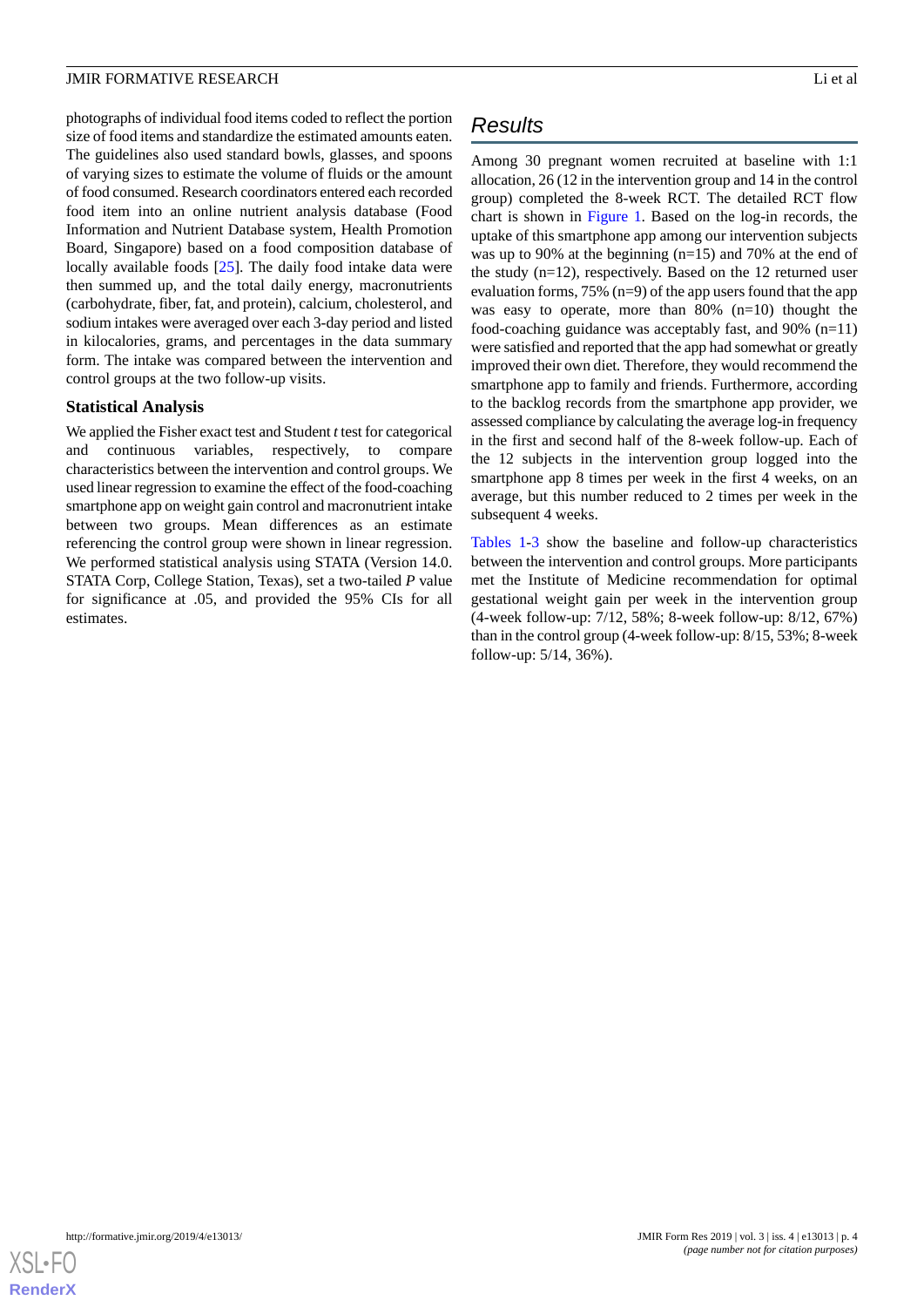photographs of individual food items coded to reflect the portion size of food items and standardize the estimated amounts eaten. The guidelines also used standard bowls, glasses, and spoons of varying sizes to estimate the volume of fluids or the amount of food consumed. Research coordinators entered each recorded food item into an online nutrient analysis database (Food Information and Nutrient Database system, Health Promotion Board, Singapore) based on a food composition database of locally available foods [25]. The daily food intake data were then summed up, and the total daily energy, macronutrients (carbohydrate, fiber, fat, and protein), calcium, cholesterol, and sodium intakes were averaged over each 3-day period and listed in kilocalories, grams, and percentages in the data summary form. The intake was compared between the intervention and control groups at the two follow-up visits.

### Statistical Analysis

We applied the Fisher exact test and Student *t* test for categorical and continuous variables, respectively, to compare characteristics between the intervention and control groups. We used linear regression to examine the effect of the food-coaching smartphone app on weight gain control and macronutrient intake between two groups. Mean differences as an estimate referencing the control group were shown in linear regression. We performed statistical analysis using STATA (Version 14.0. STATA Corp, College Station, Texas), set a two-tailed *P* value for significance at .05, and provided the 95% CIs for all estimates.

## Results

Among 30 pregnant women recruited at baseline with 1:1 allocation, 26 (12 in the intervention group and 14 in the control group) completed the 8-week RCT. The detailed RCT flow chart is shown in Figure 1. Based on the log-in records, the uptake of this smartphone app among our intervention subjects was up to 90% at the beginning (n=15) and 70% at the end of the study (n=12), respectively. Based on the 12 returned user evaluation forms, 75% (n=9) of the app users found that the app was easy to operate, more than 80% (n=10) thought the food-coaching guidance was acceptably fast, and 90% (n=11) were satisfied and reported that the app had somewhat or greatly improved their own diet. Therefore, they would recommend the smartphone app to family and friends. Furthermore, according to the backlog records from the smartphone app provider, we assessed compliance by calculating the average log-in frequency in the first and second half of the 8-week follow-up. Each of the 12 subjects in the intervention group logged into the smartphone app 8 times per week in the first 4 weeks, on an average, but this number reduced to 2 times per week in the subsequent 4 weeks.

Tables 1-3 show the baseline and follow-up characteristics between the intervention and control groups. More participants met the Institute of Medicine recommendation for optimal gestational weight gain per week in the intervention group (4-week follow-up: 7/12, 58%; 8-week follow-up: 8/12, 67%) than in the control group (4-week follow-up: 8/15, 53%; 8-week follow-up: 5/14, 36%).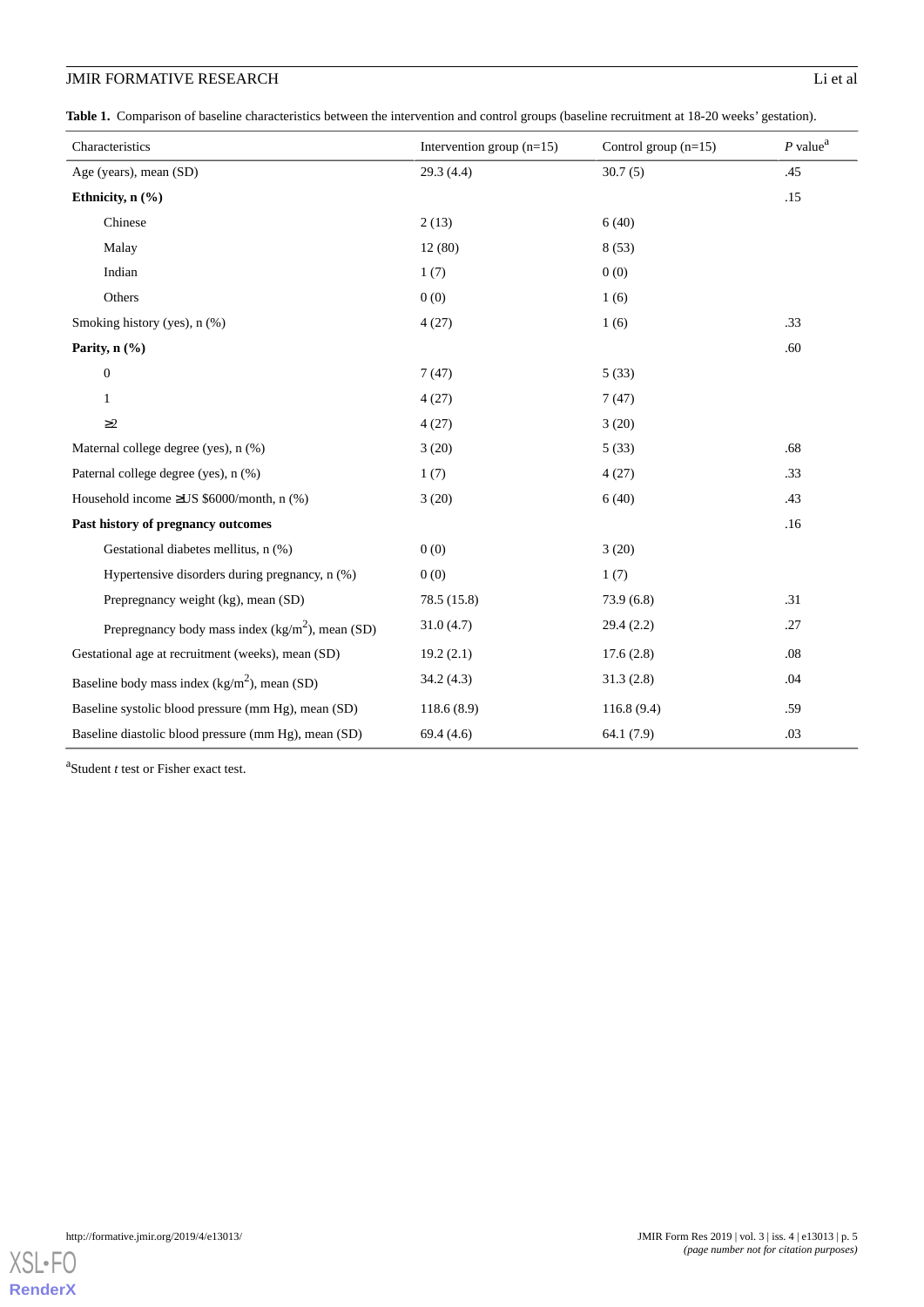**Table 1.** Comparison of baseline characteristics between the intervention and control groups (baseline recruitment at 18-20 weeks' gestation).

| Characteristics | Intervention group (n=15) | Control group (n=15) | *P* value[a] |
|---|---|---|---|
| Age (years), mean (SD) | 29.3 (4.4) | 30.7 (5) | .45 |
| **Ethnicity, n (%)** | | | .15 |
| Chinese | 2 (13) | 6 (40) | |
| Malay | 12 (80) | 8 (53) | |
| Indian | 1 (7) | 0 (0) | |
| Others | 0 (0) | 1 (6) | |
| Smoking history (yes), n (%) | 4 (27) | 1 (6) | .33 |
| **Parity, n (%)** | | | .60 |
| 0 | 7 (47) | 5 (33) | |
| 1 | 4 (27) | 7 (47) | |
| ≥2 | 4 (27) | 3 (20) | |
| Maternal college degree (yes), n (%) | 3 (20) | 5 (33) | .68 |
| Paternal college degree (yes), n (%) | 1 (7) | 4 (27) | .33 |
| Household income ≥US $6000/month, n (%) | 3 (20) | 6 (40) | .43 |
| **Past history of pregnancy outcomes** | | | .16 |
| Gestational diabetes mellitus, n (%) | 0 (0) | 3 (20) | |
| Hypertensive disorders during pregnancy, n (%) | 0 (0) | 1 (7) | |
| Prepregnancy weight (kg), mean (SD) | 78.5 (15.8) | 73.9 (6.8) | .31 |
| Prepregnancy body mass index (kg/$m^2$), mean (SD) | 31.0 (4.7) | 29.4 (2.2) | .27 |
| Gestational age at recruitment (weeks), mean (SD) | 19.2 (2.1) | 17.6 (2.8) | .08 |
| Baseline body mass index (kg/$m^2$), mean (SD) | 34.2 (4.3) | 31.3 (2.8) | .04 |
| Baseline systolic blood pressure (mm Hg), mean (SD) | 118.6 (8.9) | 116.8 (9.4) | .59 |
| Baseline diastolic blood pressure (mm Hg), mean (SD) | 69.4 (4.6) | 64.1 (7.9) | .03 |

[a]Student *t* test or Fisher exact test.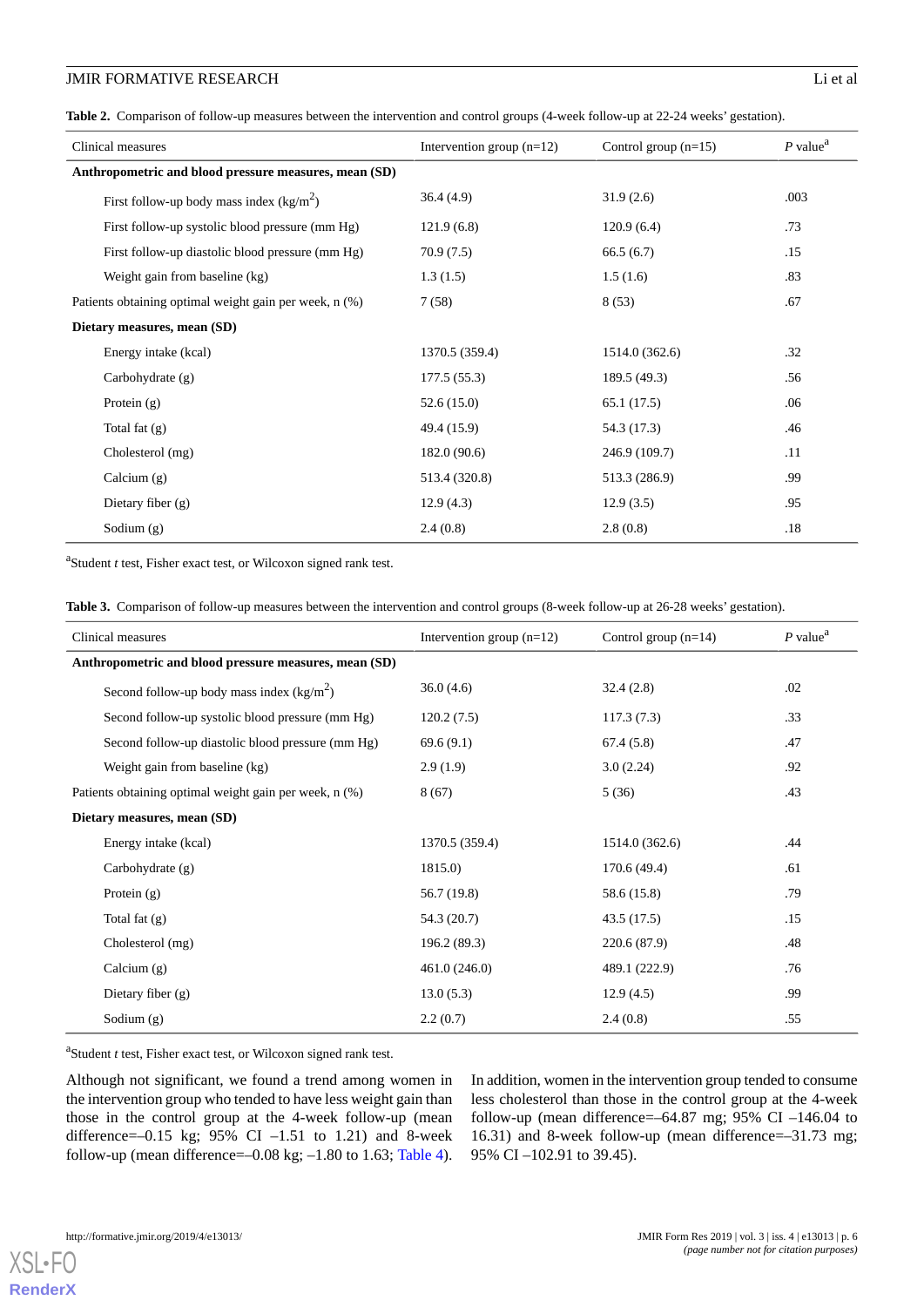**Table 2.** Comparison of follow-up measures between the intervention and control groups (4-week follow-up at 22-24 weeks' gestation).

| Clinical measures | Intervention group (n=12) | Control group (n=15) | *P* value[a] |
|---|---|---|---|
| **Anthropometric and blood pressure measures, mean (SD)** | | | |
| First follow-up body mass index (kg/m$^2$) | 36.4 (4.9) | 31.9 (2.6) | .003 |
| First follow-up systolic blood pressure (mm Hg) | 121.9 (6.8) | 120.9 (6.4) | .73 |
| First follow-up diastolic blood pressure (mm Hg) | 70.9 (7.5) | 66.5 (6.7) | .15 |
| Weight gain from baseline (kg) | 1.3 (1.5) | 1.5 (1.6) | .83 |
| Patients obtaining optimal weight gain per week, n (%) | 7 (58) | 8 (53) | .67 |
| **Dietary measures, mean (SD)** | | | |
| Energy intake (kcal) | 1370.5 (359.4) | 1514.0 (362.6) | .32 |
| Carbohydrate (g) | 177.5 (55.3) | 189.5 (49.3) | .56 |
| Protein (g) | 52.6 (15.0) | 65.1 (17.5) | .06 |
| Total fat (g) | 49.4 (15.9) | 54.3 (17.3) | .46 |
| Cholesterol (mg) | 182.0 (90.6) | 246.9 (109.7) | .11 |
| Calcium (g) | 513.4 (320.8) | 513.3 (286.9) | .99 |
| Dietary fiber (g) | 12.9 (4.3) | 12.9 (3.5) | .95 |
| Sodium (g) | 2.4 (0.8) | 2.8 (0.8) | .18 |

[a]Student *t* test, Fisher exact test, or Wilcoxon signed rank test.

**Table 3.** Comparison of follow-up measures between the intervention and control groups (8-week follow-up at 26-28 weeks' gestation).

| Clinical measures | Intervention group (n=12) | Control group (n=14) | *P* value[a] |
|---|---|---|---|
| **Anthropometric and blood pressure measures, mean (SD)** | | | |
| Second follow-up body mass index (kg/m$^2$) | 36.0 (4.6) | 32.4 (2.8) | .02 |
| Second follow-up systolic blood pressure (mm Hg) | 120.2 (7.5) | 117.3 (7.3) | .33 |
| Second follow-up diastolic blood pressure (mm Hg) | 69.6 (9.1) | 67.4 (5.8) | .47 |
| Weight gain from baseline (kg) | 2.9 (1.9) | 3.0 (2.24) | .92 |
| Patients obtaining optimal weight gain per week, n (%) | 8 (67) | 5 (36) | .43 |
| **Dietary measures, mean (SD)** | | | |
| Energy intake (kcal) | 1370.5 (359.4) | 1514.0 (362.6) | .44 |
| Carbohydrate (g) | 1815.0) | 170.6 (49.4) | .61 |
| Protein (g) | 56.7 (19.8) | 58.6 (15.8) | .79 |
| Total fat (g) | 54.3 (20.7) | 43.5 (17.5) | .15 |
| Cholesterol (mg) | 196.2 (89.3) | 220.6 (87.9) | .48 |
| Calcium (g) | 461.0 (246.0) | 489.1 (222.9) | .76 |
| Dietary fiber (g) | 13.0 (5.3) | 12.9 (4.5) | .99 |
| Sodium (g) | 2.2 (0.7) | 2.4 (0.8) | .55 |

[a]Student *t* test, Fisher exact test, or Wilcoxon signed rank test.

Although not significant, we found a trend among women in the intervention group who tended to have less weight gain than those in the control group at the 4-week follow-up (mean difference=–0.15 kg; 95% CI –1.51 to 1.21) and 8-week follow-up (mean difference=–0.08 kg; –1.80 to 1.63; Table 4).

In addition, women in the intervention group tended to consume less cholesterol than those in the control group at the 4-week follow-up (mean difference=–64.87 mg; 95% CI –146.04 to 16.31) and 8-week follow-up (mean difference=–31.73 mg; 95% CI –102.91 to 39.45).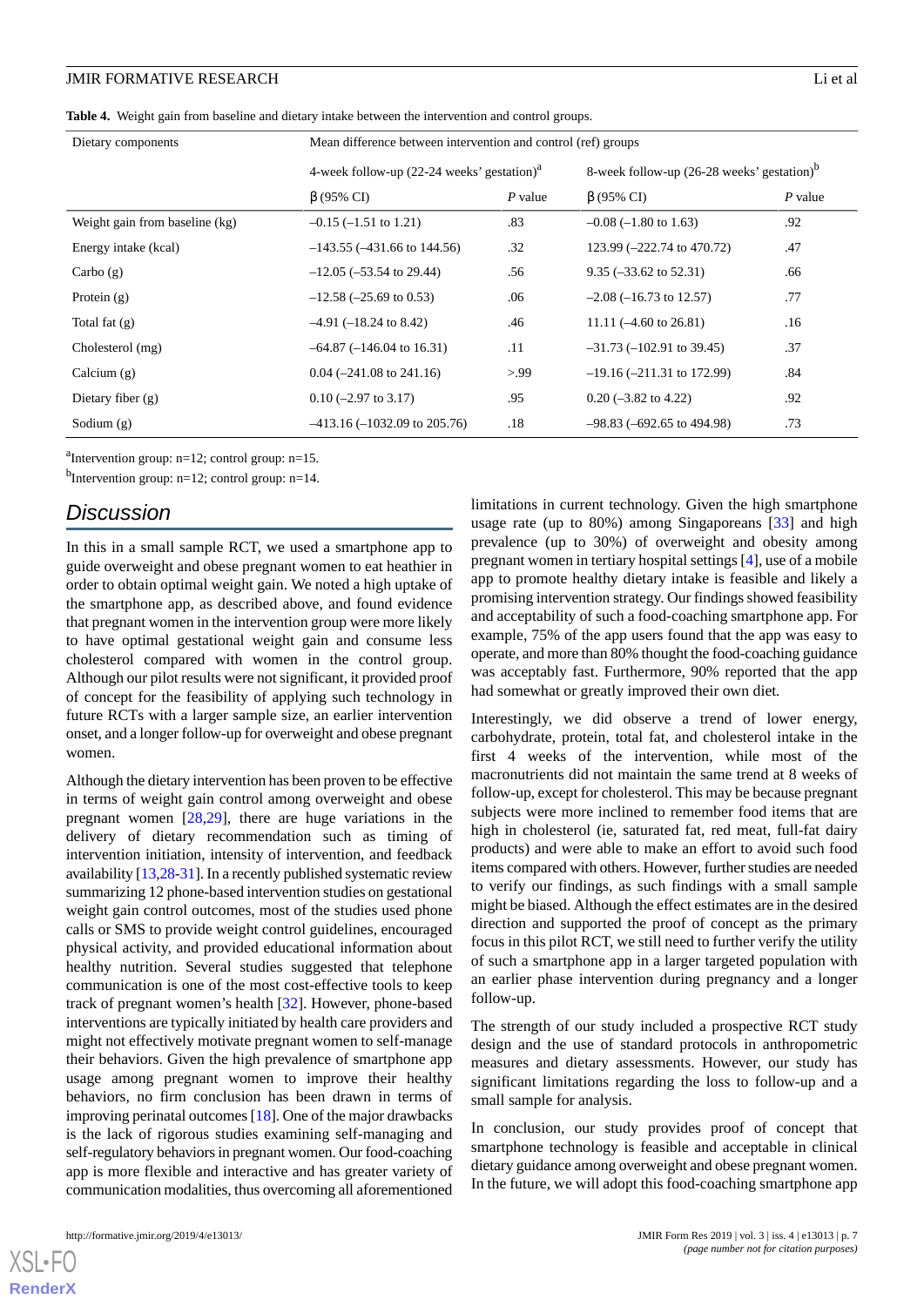**Table 4.** Weight gain from baseline and dietary intake between the intervention and control groups.

| Dietary components | Mean difference between intervention and control (ref) groups | | | |
|---|---|---|---|---|
| | 4-week follow-up (22-24 weeks' gestation)[a] | | 8-week follow-up (26-28 weeks' gestation)[b] | |
| | β (95% CI) | *P* value | β (95% CI) | *P* value |
| Weight gain from baseline (kg) | –0.15 (–1.51 to 1.21) | .83 | –0.08 (–1.80 to 1.63) | .92 |
| Energy intake (kcal) | –143.55 (–431.66 to 144.56) | .32 | 123.99 (–222.74 to 470.72) | .47 |
| Carbo (g) | –12.05 (–53.54 to 29.44) | .56 | 9.35 (–33.62 to 52.31) | .66 |
| Protein (g) | –12.58 (–25.69 to 0.53) | .06 | –2.08 (–16.73 to 12.57) | .77 |
| Total fat (g) | –4.91 (–18.24 to 8.42) | .46 | 11.11 (–4.60 to 26.81) | .16 |
| Cholesterol (mg) | –64.87 (–146.04 to 16.31) | .11 | –31.73 (–102.91 to 39.45) | .37 |
| Calcium (g) | 0.04 (–241.08 to 241.16) | >.99 | –19.16 (–211.31 to 172.99) | .84 |
| Dietary fiber (g) | 0.10 (–2.97 to 3.17) | .95 | 0.20 (–3.82 to 4.22) | .92 |
| Sodium (g) | –413.16 (–1032.09 to 205.76) | .18 | –98.83 (–692.65 to 494.98) | .73 |

[a]Intervention group: n=12; control group: n=15.

[b]Intervention group: n=12; control group: n=14.

## Discussion

In this in a small sample RCT, we used a smartphone app to guide overweight and obese pregnant women to eat heathier in order to obtain optimal weight gain. We noted a high uptake of the smartphone app, as described above, and found evidence that pregnant women in the intervention group were more likely to have optimal gestational weight gain and consume less cholesterol compared with women in the control group. Although our pilot results were not significant, it provided proof of concept for the feasibility of applying such technology in future RCTs with a larger sample size, an earlier intervention onset, and a longer follow-up for overweight and obese pregnant women.

Although the dietary intervention has been proven to be effective in terms of weight gain control among overweight and obese pregnant women [28,29], there are huge variations in the delivery of dietary recommendation such as timing of intervention initiation, intensity of intervention, and feedback availability [13,28-31]. In a recently published systematic review summarizing 12 phone-based intervention studies on gestational weight gain control outcomes, most of the studies used phone calls or SMS to provide weight control guidelines, encouraged physical activity, and provided educational information about healthy nutrition. Several studies suggested that telephone communication is one of the most cost-effective tools to keep track of pregnant women's health [32]. However, phone-based interventions are typically initiated by health care providers and might not effectively motivate pregnant women to self-manage their behaviors. Given the high prevalence of smartphone app usage among pregnant women to improve their healthy behaviors, no firm conclusion has been drawn in terms of improving perinatal outcomes [18]. One of the major drawbacks is the lack of rigorous studies examining self-managing and self-regulatory behaviors in pregnant women. Our food-coaching app is more flexible and interactive and has greater variety of communication modalities, thus overcoming all aforementioned limitations in current technology. Given the high smartphone usage rate (up to 80%) among Singaporeans [33] and high prevalence (up to 30%) of overweight and obesity among pregnant women in tertiary hospital settings [4], use of a mobile app to promote healthy dietary intake is feasible and likely a promising intervention strategy. Our findings showed feasibility and acceptability of such a food-coaching smartphone app. For example, 75% of the app users found that the app was easy to operate, and more than 80% thought the food-coaching guidance was acceptably fast. Furthermore, 90% reported that the app had somewhat or greatly improved their own diet.

Interestingly, we did observe a trend of lower energy, carbohydrate, protein, total fat, and cholesterol intake in the first 4 weeks of the intervention, while most of the macronutrients did not maintain the same trend at 8 weeks of follow-up, except for cholesterol. This may be because pregnant subjects were more inclined to remember food items that are high in cholesterol (ie, saturated fat, red meat, full-fat dairy products) and were able to make an effort to avoid such food items compared with others. However, further studies are needed to verify our findings, as such findings with a small sample might be biased. Although the effect estimates are in the desired direction and supported the proof of concept as the primary focus in this pilot RCT, we still need to further verify the utility of such a smartphone app in a larger targeted population with an earlier phase intervention during pregnancy and a longer follow-up.

The strength of our study included a prospective RCT study design and the use of standard protocols in anthropometric measures and dietary assessments. However, our study has significant limitations regarding the loss to follow-up and a small sample for analysis.

In conclusion, our study provides proof of concept that smartphone technology is feasible and acceptable in clinical dietary guidance among overweight and obese pregnant women. In the future, we will adopt this food-coaching smartphone app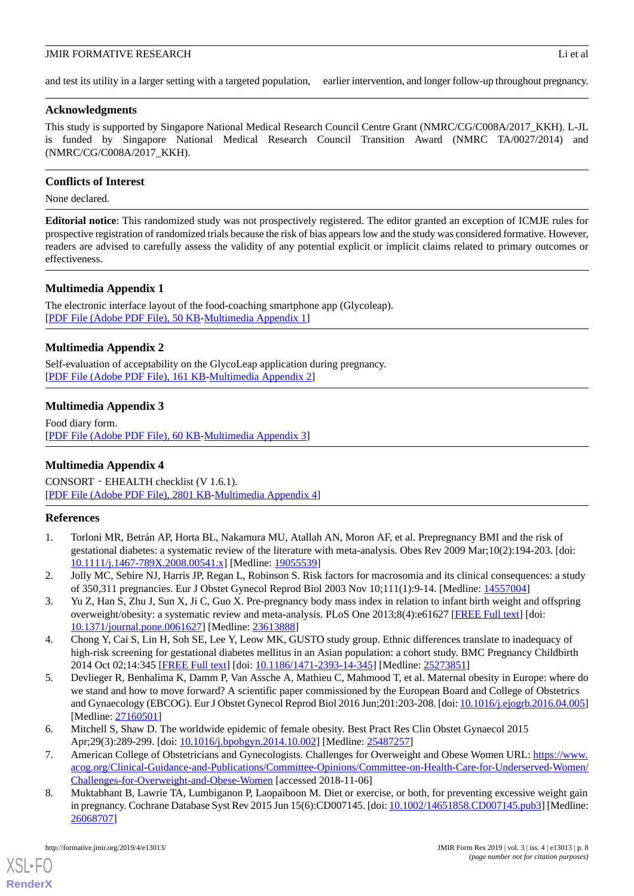and test its utility in a larger setting with a targeted population, earlier intervention, and longer follow-up throughout pregnancy.

## Acknowledgments

This study is supported by Singapore National Medical Research Council Centre Grant (NMRC/CG/C008A/2017_KKH). L-JL is funded by Singapore National Medical Research Council Transition Award (NMRC TA/0027/2014) and (NMRC/CG/C008A/2017_KKH).

## Conflicts of Interest

None declared.

**Editorial notice**: This randomized study was not prospectively registered. The editor granted an exception of ICMJE rules for prospective registration of randomized trials because the risk of bias appears low and the study was considered formative. However, readers are advised to carefully assess the validity of any potential explicit or implicit claims related to primary outcomes or effectiveness.

## Multimedia Appendix 1

The electronic interface layout of the food-coaching smartphone app (Glycoleap).
[PDF File (Adobe PDF File), 50 KB-Multimedia Appendix 1]

## Multimedia Appendix 2

Self-evaluation of acceptability on the GlycoLeap application during pregnancy.
[PDF File (Adobe PDF File), 161 KB-Multimedia Appendix 2]

## Multimedia Appendix 3

Food diary form.
[PDF File (Adobe PDF File), 60 KB-Multimedia Appendix 3]

## Multimedia Appendix 4

CONSORT‐EHEALTH checklist (V 1.6.1).
[PDF File (Adobe PDF File), 2801 KB-Multimedia Appendix 4]

## References

1. Torloni MR, Betrán AP, Horta BL, Nakamura MU, Atallah AN, Moron AF, et al. Prepregnancy BMI and the risk of gestational diabetes: a systematic review of the literature with meta-analysis. Obes Rev 2009 Mar;10(2):194-203. [doi: 10.1111/j.1467-789X.2008.00541.x] [Medline: 19055539]
2. Jolly MC, Sebire NJ, Harris JP, Regan L, Robinson S. Risk factors for macrosomia and its clinical consequences: a study of 350,311 pregnancies. Eur J Obstet Gynecol Reprod Biol 2003 Nov 10;111(1):9-14. [Medline: 14557004]
3. Yu Z, Han S, Zhu J, Sun X, Ji C, Guo X. Pre-pregnancy body mass index in relation to infant birth weight and offspring overweight/obesity: a systematic review and meta-analysis. PLoS One 2013;8(4):e61627 [FREE Full text] [doi: 10.1371/journal.pone.0061627] [Medline: 23613888]
4. Chong Y, Cai S, Lin H, Soh SE, Lee Y, Leow MK, GUSTO study group. Ethnic differences translate to inadequacy of high-risk screening for gestational diabetes mellitus in an Asian population: a cohort study. BMC Pregnancy Childbirth 2014 Oct 02;14:345 [FREE Full text] [doi: 10.1186/1471-2393-14-345] [Medline: 25273851]
5. Devlieger R, Benhalima K, Damm P, Van Assche A, Mathieu C, Mahmood T, et al. Maternal obesity in Europe: where do we stand and how to move forward? A scientific paper commissioned by the European Board and College of Obstetrics and Gynaecology (EBCOG). Eur J Obstet Gynecol Reprod Biol 2016 Jun;201:203-208. [doi: 10.1016/j.ejogrb.2016.04.005] [Medline: 27160501]
6. Mitchell S, Shaw D. The worldwide epidemic of female obesity. Best Pract Res Clin Obstet Gynaecol 2015 Apr;29(3):289-299. [doi: 10.1016/j.bpobgyn.2014.10.002] [Medline: 25487257]
7. American College of Obstetricians and Gynecologists. Challenges for Overweight and Obese Women URL: https://www.acog.org/Clinical-Guidance-and-Publications/Committee-Opinions/Committee-on-Health-Care-for-Underserved-Women/Challenges-for-Overweight-and-Obese-Women [accessed 2018-11-06]
8. Muktabhant B, Lawrie TA, Lumbiganon P, Laopaiboon M. Diet or exercise, or both, for preventing excessive weight gain in pregnancy. Cochrane Database Syst Rev 2015 Jun 15(6):CD007145. [doi: 10.1002/14651858.CD007145.pub3] [Medline: 26068707]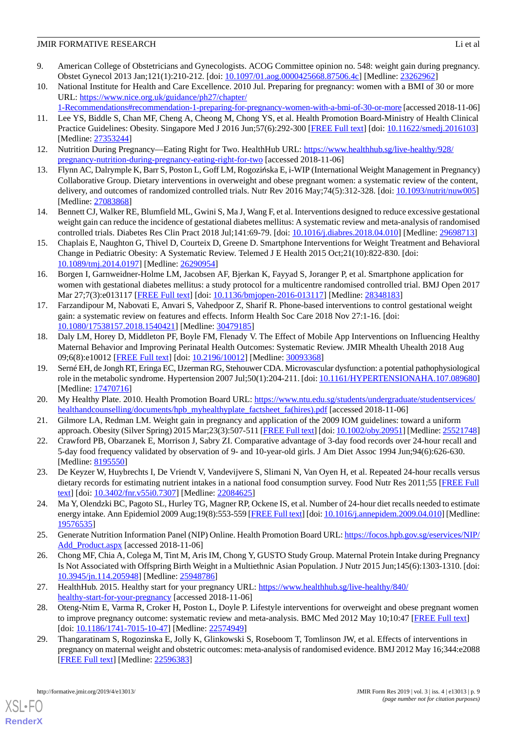9. American College of Obstetricians and Gynecologists. ACOG Committee opinion no. 548: weight gain during pregnancy. Obstet Gynecol 2013 Jan;121(1):210-212. [doi: 10.1097/01.aog.0000425668.87506.4c] [Medline: 23262962]
10. National Institute for Health and Care Excellence. 2010 Jul. Preparing for pregnancy: women with a BMI of 30 or more URL: https://www.nice.org.uk/guidance/ph27/chapter/1-Recommendations#recommendation-1-preparing-for-pregnancy-women-with-a-bmi-of-30-or-more [accessed 2018-11-06]
11. Lee YS, Biddle S, Chan MF, Cheng A, Cheong M, Chong YS, et al. Health Promotion Board-Ministry of Health Clinical Practice Guidelines: Obesity. Singapore Med J 2016 Jun;57(6):292-300 [FREE Full text] [doi: 10.11622/smedj.2016103] [Medline: 27353244]
12. Nutrition During Pregnancy—Eating Right for Two. HealthHub URL: https://www.healthhub.sg/live-healthy/928/pregnancy-nutrition-during-pregnancy-eating-right-for-two [accessed 2018-11-06]
13. Flynn AC, Dalrymple K, Barr S, Poston L, Goff LM, Rogozińska E, i-WIP (International Weight Management in Pregnancy) Collaborative Group. Dietary interventions in overweight and obese pregnant women: a systematic review of the content, delivery, and outcomes of randomized controlled trials. Nutr Rev 2016 May;74(5):312-328. [doi: 10.1093/nutrit/nuw005] [Medline: 27083868]
14. Bennett CJ, Walker RE, Blumfield ML, Gwini S, Ma J, Wang F, et al. Interventions designed to reduce excessive gestational weight gain can reduce the incidence of gestational diabetes mellitus: A systematic review and meta-analysis of randomised controlled trials. Diabetes Res Clin Pract 2018 Jul;141:69-79. [doi: 10.1016/j.diabres.2018.04.010] [Medline: 29698713]
15. Chaplais E, Naughton G, Thivel D, Courteix D, Greene D. Smartphone Interventions for Weight Treatment and Behavioral Change in Pediatric Obesity: A Systematic Review. Telemed J E Health 2015 Oct;21(10):822-830. [doi: 10.1089/tmj.2014.0197] [Medline: 26290954]
16. Borgen I, Garnweidner-Holme LM, Jacobsen AF, Bjerkan K, Fayyad S, Joranger P, et al. Smartphone application for women with gestational diabetes mellitus: a study protocol for a multicentre randomised controlled trial. BMJ Open 2017 Mar 27;7(3):e013117 [FREE Full text] [doi: 10.1136/bmjopen-2016-013117] [Medline: 28348183]
17. Farzandipour M, Nabovati E, Anvari S, Vahedpoor Z, Sharif R. Phone-based interventions to control gestational weight gain: a systematic review on features and effects. Inform Health Soc Care 2018 Nov 27:1-16. [doi: 10.1080/17538157.2018.1540421] [Medline: 30479185]
18. Daly LM, Horey D, Middleton PF, Boyle FM, Flenady V. The Effect of Mobile App Interventions on Influencing Healthy Maternal Behavior and Improving Perinatal Health Outcomes: Systematic Review. JMIR Mhealth Uhealth 2018 Aug 09;6(8):e10012 [FREE Full text] [doi: 10.2196/10012] [Medline: 30093368]
19. Serné EH, de Jongh RT, Eringa EC, IJzerman RG, Stehouwer CDA. Microvascular dysfunction: a potential pathophysiological role in the metabolic syndrome. Hypertension 2007 Jul;50(1):204-211. [doi: 10.1161/HYPERTENSIONAHA.107.089680] [Medline: 17470716]
20. My Healthy Plate. 2010. Health Promotion Board URL: https://www.ntu.edu.sg/students/undergraduate/studentservices/healthandcounselling/documents/hpb_myhealthyplate_factsheet_fa(hires).pdf [accessed 2018-11-06]
21. Gilmore LA, Redman LM. Weight gain in pregnancy and application of the 2009 IOM guidelines: toward a uniform approach. Obesity (Silver Spring) 2015 Mar;23(3):507-511 [FREE Full text] [doi: 10.1002/oby.20951] [Medline: 25521748]
22. Crawford PB, Obarzanek E, Morrison J, Sabry ZI. Comparative advantage of 3-day food records over 24-hour recall and 5-day food frequency validated by observation of 9- and 10-year-old girls. J Am Diet Assoc 1994 Jun;94(6):626-630. [Medline: 8195550]
23. De Keyzer W, Huybrechts I, De Vriendt V, Vandevijvere S, Slimani N, Van Oyen H, et al. Repeated 24-hour recalls versus dietary records for estimating nutrient intakes in a national food consumption survey. Food Nutr Res 2011;55 [FREE Full text] [doi: 10.3402/fnr.v55i0.7307] [Medline: 22084625]
24. Ma Y, Olendzki BC, Pagoto SL, Hurley TG, Magner RP, Ockene IS, et al. Number of 24-hour diet recalls needed to estimate energy intake. Ann Epidemiol 2009 Aug;19(8):553-559 [FREE Full text] [doi: 10.1016/j.annepidem.2009.04.010] [Medline: 19576535]
25. Generate Nutrition Information Panel (NIP) Online. Health Promotion Board URL: https://focos.hpb.gov.sg/eservices/NIP/Add_Product.aspx [accessed 2018-11-06]
26. Chong MF, Chia A, Colega M, Tint M, Aris IM, Chong Y, GUSTO Study Group. Maternal Protein Intake during Pregnancy Is Not Associated with Offspring Birth Weight in a Multiethnic Asian Population. J Nutr 2015 Jun;145(6):1303-1310. [doi: 10.3945/jn.114.205948] [Medline: 25948786]
27. HealthHub. 2015. Healthy start for your pregnancy URL: https://www.healthhub.sg/live-healthy/840/healthy-start-for-your-pregnancy [accessed 2018-11-06]
28. Oteng-Ntim E, Varma R, Croker H, Poston L, Doyle P. Lifestyle interventions for overweight and obese pregnant women to improve pregnancy outcome: systematic review and meta-analysis. BMC Med 2012 May 10;10:47 [FREE Full text] [doi: 10.1186/1741-7015-10-47] [Medline: 22574949]
29. Thangaratinam S, Rogozinska E, Jolly K, Glinkowski S, Roseboom T, Tomlinson JW, et al. Effects of interventions in pregnancy on maternal weight and obstetric outcomes: meta-analysis of randomised evidence. BMJ 2012 May 16;344:e2088 [FREE Full text] [Medline: 22596383]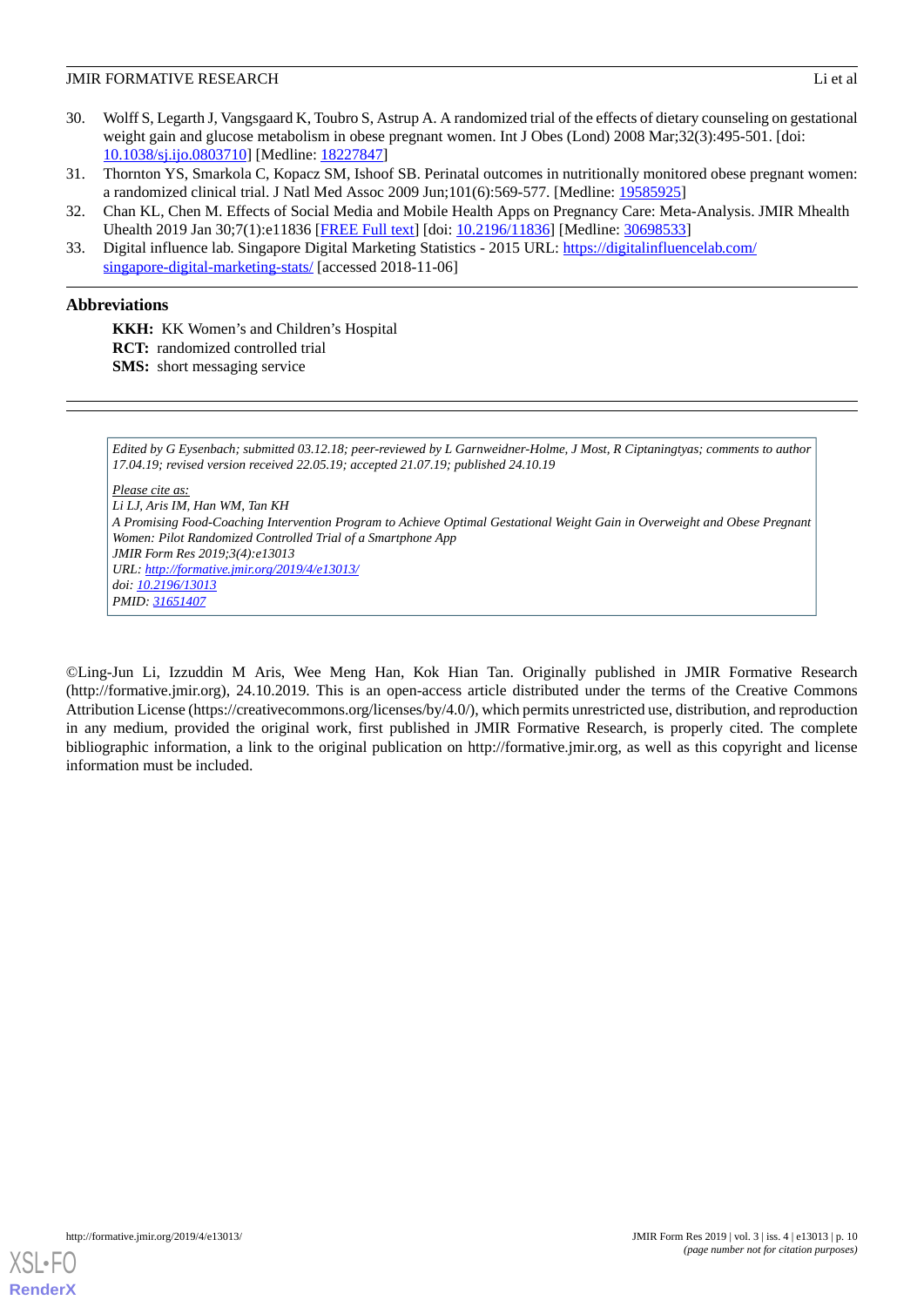30. Wolff S, Legarth J, Vangsgaard K, Toubro S, Astrup A. A randomized trial of the effects of dietary counseling on gestational weight gain and glucose metabolism in obese pregnant women. Int J Obes (Lond) 2008 Mar;32(3):495-501. [doi: 10.1038/sj.ijo.0803710] [Medline: 18227847]
31. Thornton YS, Smarkola C, Kopacz SM, Ishoof SB. Perinatal outcomes in nutritionally monitored obese pregnant women: a randomized clinical trial. J Natl Med Assoc 2009 Jun;101(6):569-577. [Medline: 19585925]
32. Chan KL, Chen M. Effects of Social Media and Mobile Health Apps on Pregnancy Care: Meta-Analysis. JMIR Mhealth Uhealth 2019 Jan 30;7(1):e11836 [FREE Full text] [doi: 10.2196/11836] [Medline: 30698533]
33. Digital influence lab. Singapore Digital Marketing Statistics - 2015 URL: https://digitalinfluencelab.com/singapore-digital-marketing-stats/ [accessed 2018-11-06]

## Abbreviations

**KKH:** KK Women's and Children's Hospital
**RCT:** randomized controlled trial
**SMS:** short messaging service

*Edited by G Eysenbach; submitted 03.12.18; peer-reviewed by L Garnweidner-Holme, J Most, R Ciptaningtyas; comments to author 17.04.19; revised version received 22.05.19; accepted 21.07.19; published 24.10.19*

*Please cite as:*
*Li LJ, Aris IM, Han WM, Tan KH*
*A Promising Food-Coaching Intervention Program to Achieve Optimal Gestational Weight Gain in Overweight and Obese Pregnant Women: Pilot Randomized Controlled Trial of a Smartphone App*
*JMIR Form Res 2019;3(4):e13013*
*URL: http://formative.jmir.org/2019/4/e13013/*
*doi: 10.2196/13013*
*PMID: 31651407*

©Ling-Jun Li, Izzuddin M Aris, Wee Meng Han, Kok Hian Tan. Originally published in JMIR Formative Research (http://formative.jmir.org), 24.10.2019. This is an open-access article distributed under the terms of the Creative Commons Attribution License (https://creativecommons.org/licenses/by/4.0/), which permits unrestricted use, distribution, and reproduction in any medium, provided the original work, first published in JMIR Formative Research, is properly cited. The complete bibliographic information, a link to the original publication on http://formative.jmir.org, as well as this copyright and license information must be included.